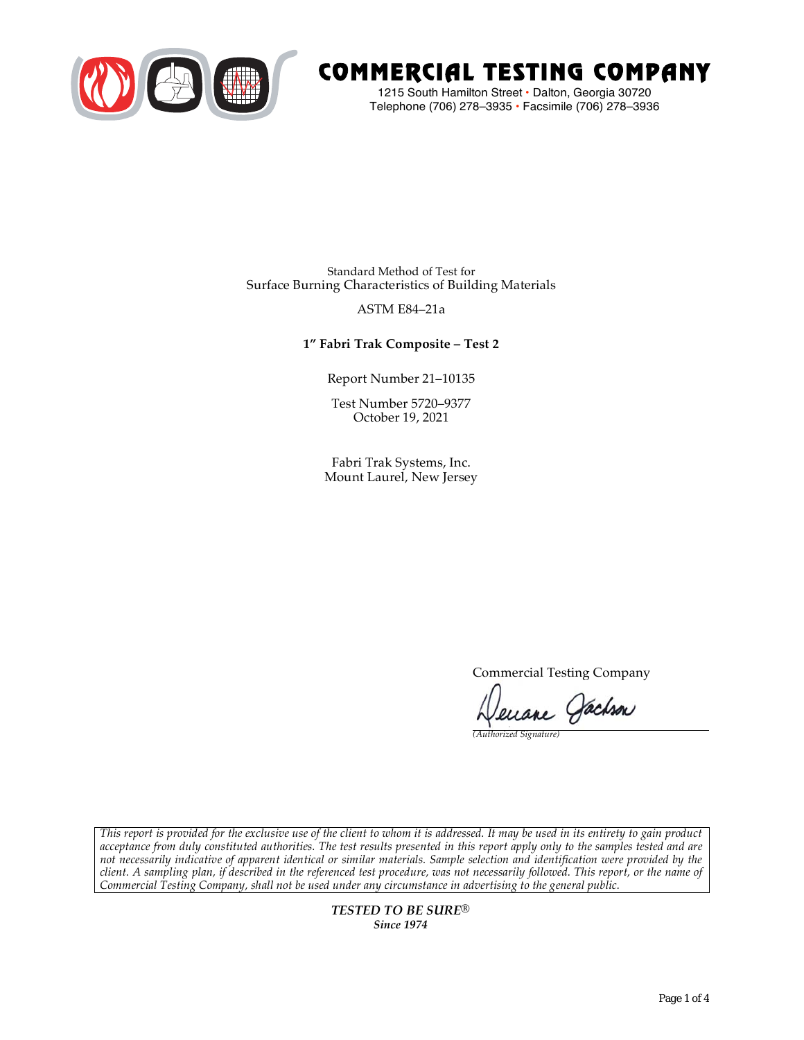# COMMERCIAL TESTING COMPANY

1215 South Hamilton Street • Dalton, Georgia 30720
Telephone (706) 278–3935 • Facsimile (706) 278–3936

Standard Method of Test for
Surface Burning Characteristics of Building Materials

ASTM E84–21a

**1" Fabri Trak Composite – Test 2**

Report Number 21–10135

Test Number 5720–9377
October 19, 2021

Fabri Trak Systems, Inc.
Mount Laurel, New Jersey

Commercial Testing Company

Deuane Jackson
*(Authorized Signature)*

*This report is provided for the exclusive use of the client to whom it is addressed. It may be used in its entirety to gain product acceptance from duly constituted authorities. The test results presented in this report apply only to the samples tested and are not necessarily indicative of apparent identical or similar materials. Sample selection and identification were provided by the client. A sampling plan, if described in the referenced test procedure, was not necessarily followed. This report, or the name of Commercial Testing Company, shall not be used under any circumstance in advertising to the general public.*

***TESTED TO BE SURE®***
***Since 1974***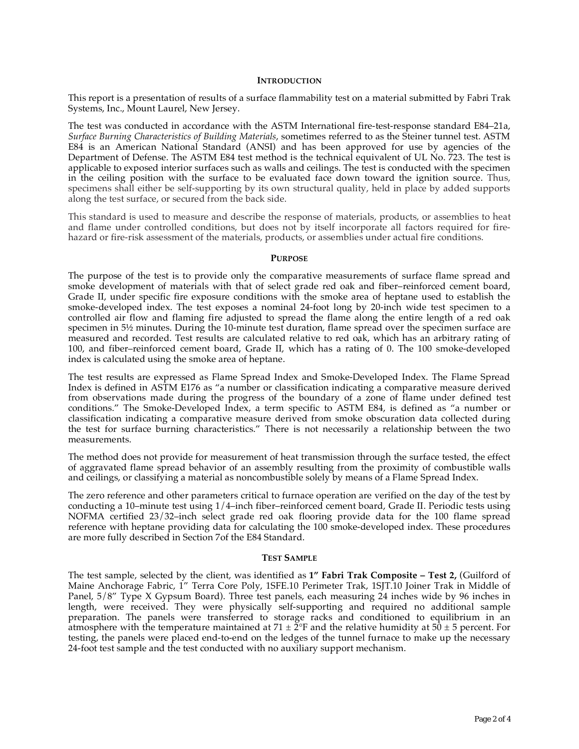## Introduction

This report is a presentation of results of a surface flammability test on a material submitted by Fabri Trak Systems, Inc., Mount Laurel, New Jersey.

The test was conducted in accordance with the ASTM International fire-test-response standard E84–21a, *Surface Burning Characteristics of Building Materials*, sometimes referred to as the Steiner tunnel test. ASTM E84 is an American National Standard (ANSI) and has been approved for use by agencies of the Department of Defense. The ASTM E84 test method is the technical equivalent of UL No. 723. The test is applicable to exposed interior surfaces such as walls and ceilings. The test is conducted with the specimen in the ceiling position with the surface to be evaluated face down toward the ignition source. Thus, specimens shall either be self-supporting by its own structural quality, held in place by added supports along the test surface, or secured from the back side.

This standard is used to measure and describe the response of materials, products, or assemblies to heat and flame under controlled conditions, but does not by itself incorporate all factors required for fire-hazard or fire-risk assessment of the materials, products, or assemblies under actual fire conditions.

## Purpose

The purpose of the test is to provide only the comparative measurements of surface flame spread and smoke development of materials with that of select grade red oak and fiber–reinforced cement board, Grade II, under specific fire exposure conditions with the smoke area of heptane used to establish the smoke-developed index. The test exposes a nominal 24-foot long by 20-inch wide test specimen to a controlled air flow and flaming fire adjusted to spread the flame along the entire length of a red oak specimen in 5½ minutes. During the 10-minute test duration, flame spread over the specimen surface are measured and recorded. Test results are calculated relative to red oak, which has an arbitrary rating of 100, and fiber–reinforced cement board, Grade II, which has a rating of 0. The 100 smoke-developed index is calculated using the smoke area of heptane.

The test results are expressed as Flame Spread Index and Smoke-Developed Index. The Flame Spread Index is defined in ASTM E176 as "a number or classification indicating a comparative measure derived from observations made during the progress of the boundary of a zone of flame under defined test conditions." The Smoke-Developed Index, a term specific to ASTM E84, is defined as "a number or classification indicating a comparative measure derived from smoke obscuration data collected during the test for surface burning characteristics." There is not necessarily a relationship between the two measurements.

The method does not provide for measurement of heat transmission through the surface tested, the effect of aggravated flame spread behavior of an assembly resulting from the proximity of combustible walls and ceilings, or classifying a material as noncombustible solely by means of a Flame Spread Index.

The zero reference and other parameters critical to furnace operation are verified on the day of the test by conducting a 10–minute test using 1/4–inch fiber–reinforced cement board, Grade II. Periodic tests using NOFMA certified 23/32–inch select grade red oak flooring provide data for the 100 flame spread reference with heptane providing data for calculating the 100 smoke-developed index. These procedures are more fully described in Section 7of the E84 Standard.

## Test Sample

The test sample, selected by the client, was identified as **1" Fabri Trak Composite – Test 2,** (Guilford of Maine Anchorage Fabric, 1" Terra Core Poly, 1SFE.10 Perimeter Trak, 1SJT.10 Joiner Trak in Middle of Panel, 5/8" Type X Gypsum Board). Three test panels, each measuring 24 inches wide by 96 inches in length, were received. They were physically self-supporting and required no additional sample preparation. The panels were transferred to storage racks and conditioned to equilibrium in an atmosphere with the temperature maintained at 71 ± 2°F and the relative humidity at 50 ± 5 percent. For testing, the panels were placed end-to-end on the ledges of the tunnel furnace to make up the necessary 24-foot test sample and the test conducted with no auxiliary support mechanism.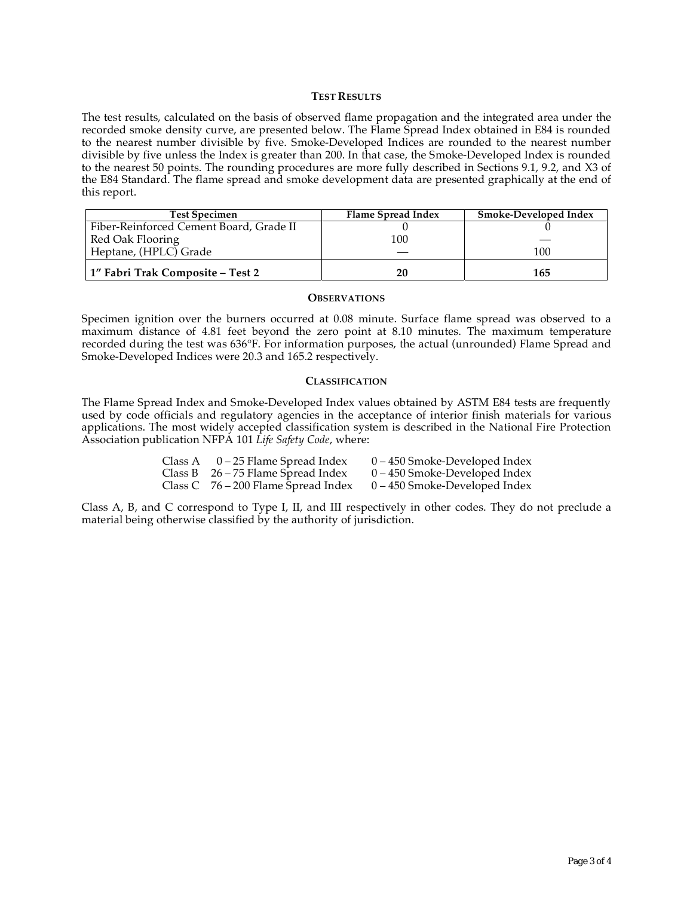## TEST RESULTS

The test results, calculated on the basis of observed flame propagation and the integrated area under the recorded smoke density curve, are presented below. The Flame Spread Index obtained in E84 is rounded to the nearest number divisible by five. Smoke-Developed Indices are rounded to the nearest number divisible by five unless the Index is greater than 200. In that case, the Smoke-Developed Index is rounded to the nearest 50 points. The rounding procedures are more fully described in Sections 9.1, 9.2, and X3 of the E84 Standard. The flame spread and smoke development data are presented graphically at the end of this report.

| Test Specimen | Flame Spread Index | Smoke-Developed Index |
|---|---|---|
| Fiber-Reinforced Cement Board, Grade II | 0 | 0 |
| Red Oak Flooring | 100 | — |
| Heptane, (HPLC) Grade | — | 100 |
| **1" Fabri Trak Composite – Test 2** | **20** | **165** |

## OBSERVATIONS

Specimen ignition over the burners occurred at 0.08 minute. Surface flame spread was observed to a maximum distance of 4.81 feet beyond the zero point at 8.10 minutes. The maximum temperature recorded during the test was 636°F. For information purposes, the actual (unrounded) Flame Spread and Smoke-Developed Indices were 20.3 and 165.2 respectively.

## CLASSIFICATION

The Flame Spread Index and Smoke-Developed Index values obtained by ASTM E84 tests are frequently used by code officials and regulatory agencies in the acceptance of interior finish materials for various applications. The most widely accepted classification system is described in the National Fire Protection Association publication NFPA 101 *Life Safety Code*, where:

| | | |
|---|---|---|
| Class A | 0 – 25 Flame Spread Index | 0 – 450 Smoke-Developed Index |
| Class B | 26 – 75 Flame Spread Index | 0 – 450 Smoke-Developed Index |
| Class C | 76 – 200 Flame Spread Index | 0 – 450 Smoke-Developed Index |

Class A, B, and C correspond to Type I, II, and III respectively in other codes. They do not preclude a material being otherwise classified by the authority of jurisdiction.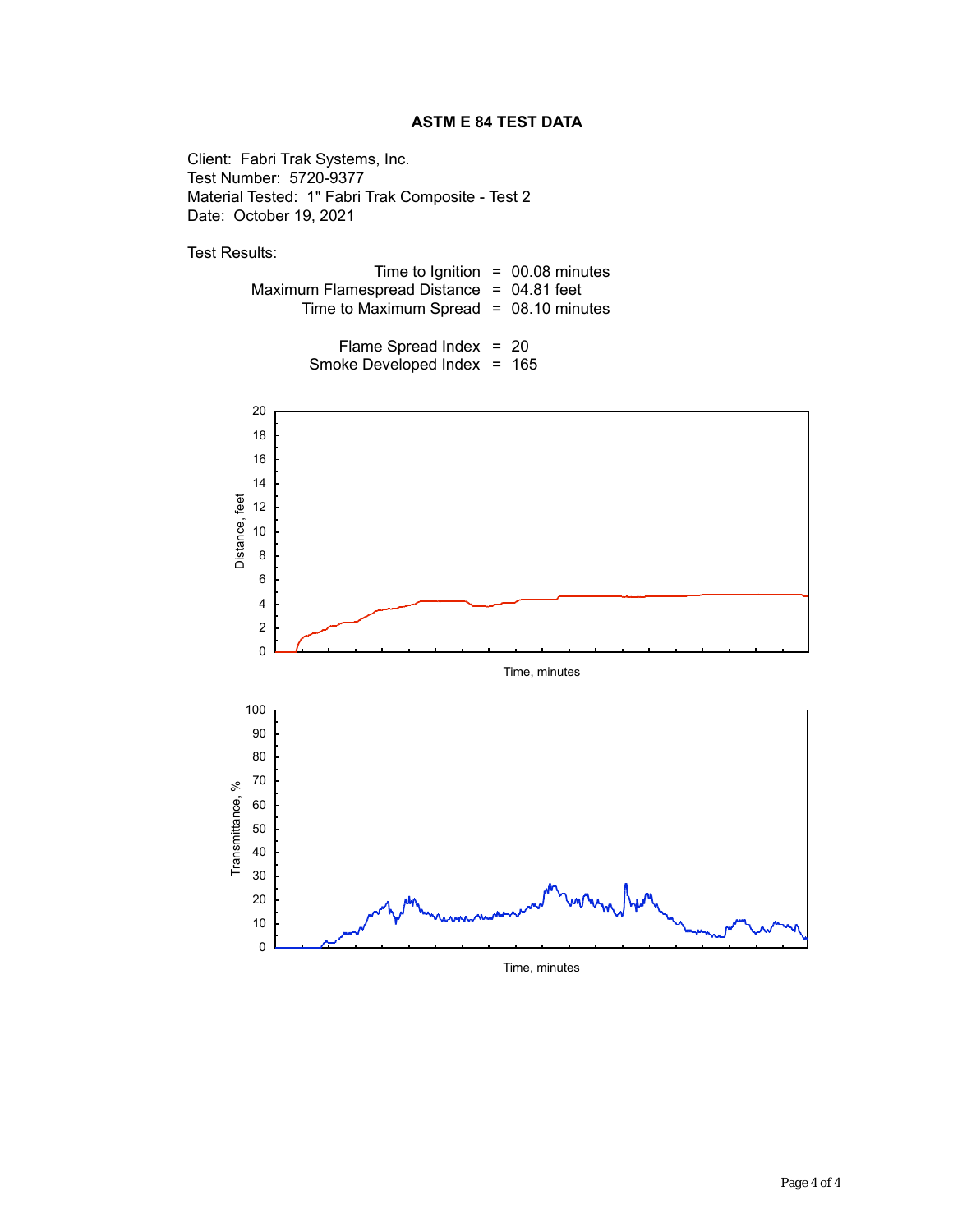# ASTM E 84 TEST DATA

Client: Fabri Trak Systems, Inc.
Test Number: 5720-9377
Material Tested: 1" Fabri Trak Composite - Test 2
Date: October 19, 2021

Test Results:

| | | |
|---|---|---|
| Time to Ignition | = | 00.08 minutes |
| Maximum Flamespread Distance | = | 04.81 feet |
| Time to Maximum Spread | = | 08.10 minutes |
| Flame Spread Index | = | 20 |
| Smoke Developed Index | = | 165 |

Distance, feet

0 2 4 6 8 10 12 14 16 18 20

Time, minutes

Transmittance, %

0 10 20 30 40 50 60 70 80 90 100

Time, minutes